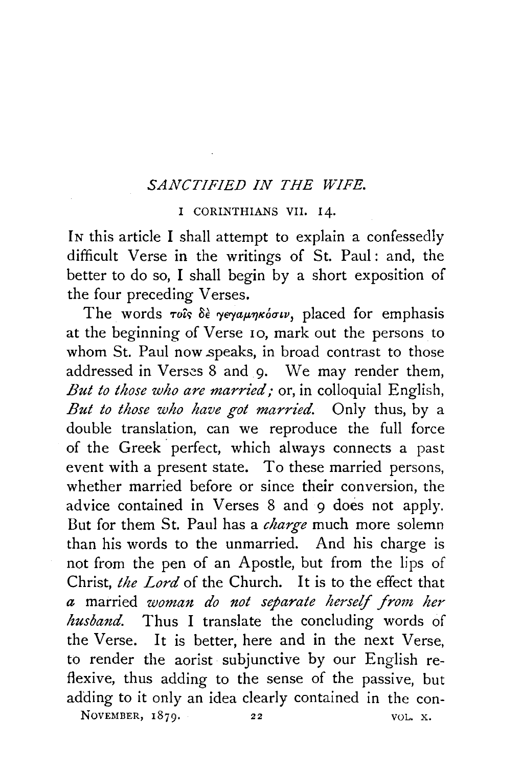## *SANCTIFIED IN THE WIFE.*

### I CORINTHIANS VII. 14.

In this article I shall attempt to explain a confessedly difficult Verse in the writings of St. Paul: and, the better to do so, I shall begin by a short exposition of the four preceding Verses.

The words τοῖς δὲ γεγαμηκόσιν, placed for emphasis at the beginning of Verse 10, mark out the persons to whom St. Paul now speaks, in broad contrast to those addressed in Verses 8 and 9. We may render them, *But to those who are married;* or, in colloquial English, *But to those who have got married.* Only thus, by a double translation, can we reproduce the full force of the Greek perfect, which always connects a past event with a present state. To these married persons, whether married before or since their conversion, the advice contained in Verses 8 and 9 does not apply. But for them St. Paul has a *charge* much more solemn than his words to the unmarried. And his charge is not from the pen of an Apostle, but from the lips of Christ, *the Lord* of the Church. It is to the effect that *a* married *woman do not separate herself from her husband.* Thus I translate the concluding words of the Verse. It is better, here and in the next Verse, to render the aorist subjunctive by our English reflexive, thus adding to the sense of the passive, but adding to it only an idea clearly contained in the con-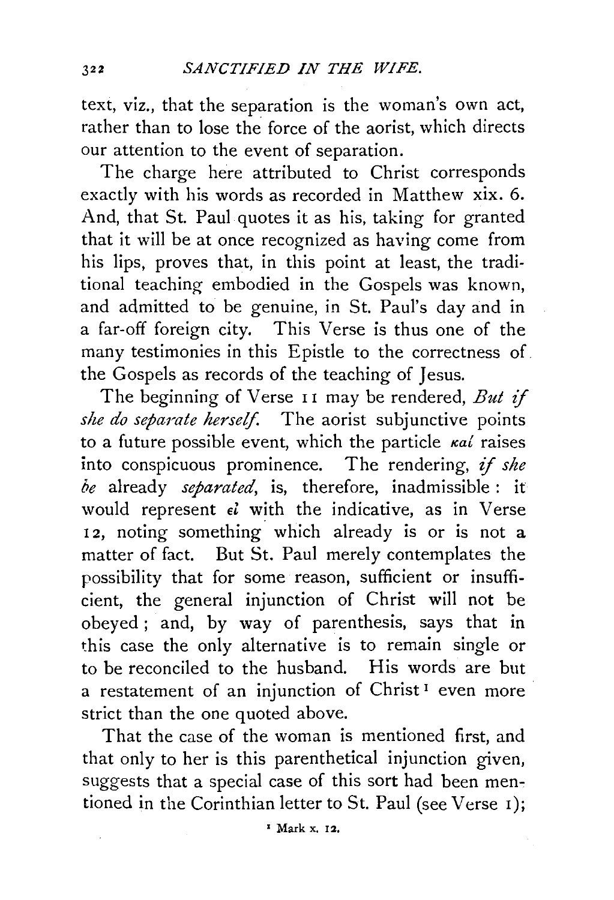text, viz., that the separation is the woman's own act, rather than to lose the force of the aorist, which directs our attention to the event of separation.

The charge here attributed to Christ corresponds exactly with his words as recorded in Matthew xix. 6. And, that St. Paul quotes it as his, taking for granted that it will be at once recognized as having come from his lips, proves that, in this point at least, the traditional teaching embodied in the Gospels was known, and admitted to be genuine, in St. Paul's day and in a far-off foreign city. This Verse is thus one of the many testimonies in this Epistle to the correctness of the Gospels as records of the teaching of Jesus.

The beginning of Verse 11 may be rendered, *But if she do separate herself*. The aorist subjunctive points to a future possible event, which the particle *καί* raises into conspicuous prominence. The rendering, *if she be* already *separated*, is, therefore, inadmissible: it would represent *εἰ* with the indicative, as in Verse 12, noting something which already is or is not a matter of fact. But St. Paul merely contemplates the possibility that for some reason, sufficient or insufficient, the general injunction of Christ will not be obeyed; and, by way of parenthesis, says that in this case the only alternative is to remain single or to be reconciled to the husband. His words are but a restatement of an injunction of Christ[1] even more strict than the one quoted above.

That the case of the woman is mentioned first, and that only to her is this parenthetical injunction given, suggests that a special case of this sort had been mentioned in the Corinthian letter to St. Paul (see Verse 1);

[1] Mark x. 12.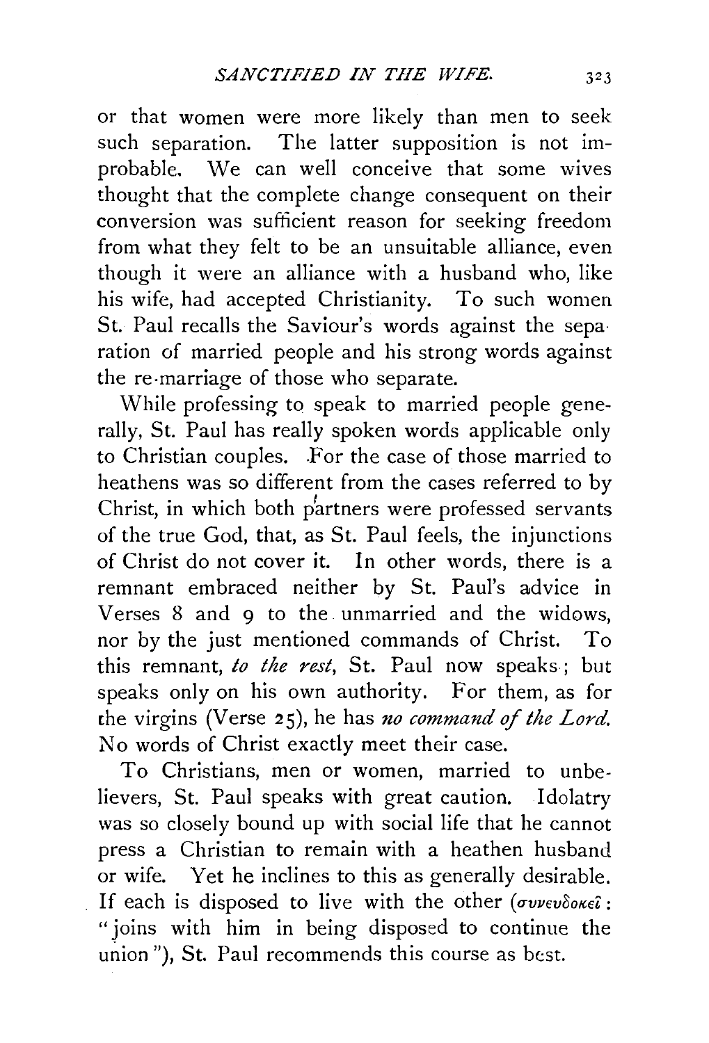or that women were more likely than men to seek such separation. The latter supposition is not improbable. We can well conceive that some wives thought that the complete change consequent on their conversion was sufficient reason for seeking freedom from what they felt to be an unsuitable alliance, even though it were an alliance with a husband who, like his wife, had accepted Christianity. To such women St. Paul recalls the Saviour's words against the separation of married people and his strong words against the re-marriage of those who separate.

While professing to speak to married people generally, St. Paul has really spoken words applicable only to Christian couples. For the case of those married to heathens was so different from the cases referred to by Christ, in which both partners were professed servants of the true God, that, as St. Paul feels, the injunctions of Christ do not cover it. In other words, there is a remnant embraced neither by St. Paul's advice in Verses 8 and 9 to the unmarried and the widows, nor by the just mentioned commands of Christ. To this remnant, *to the rest*, St. Paul now speaks; but speaks only on his own authority. For them, as for the virgins (Verse 25), he has *no command of the Lord.* No words of Christ exactly meet their case.

To Christians, men or women, married to unbelievers, St. Paul speaks with great caution. Idolatry was so closely bound up with social life that he cannot press a Christian to remain with a heathen husband or wife. Yet he inclines to this as generally desirable. If each is disposed to live with the other (συνευδοκεῖ: "joins with him in being disposed to continue the union"), St. Paul recommends this course as best.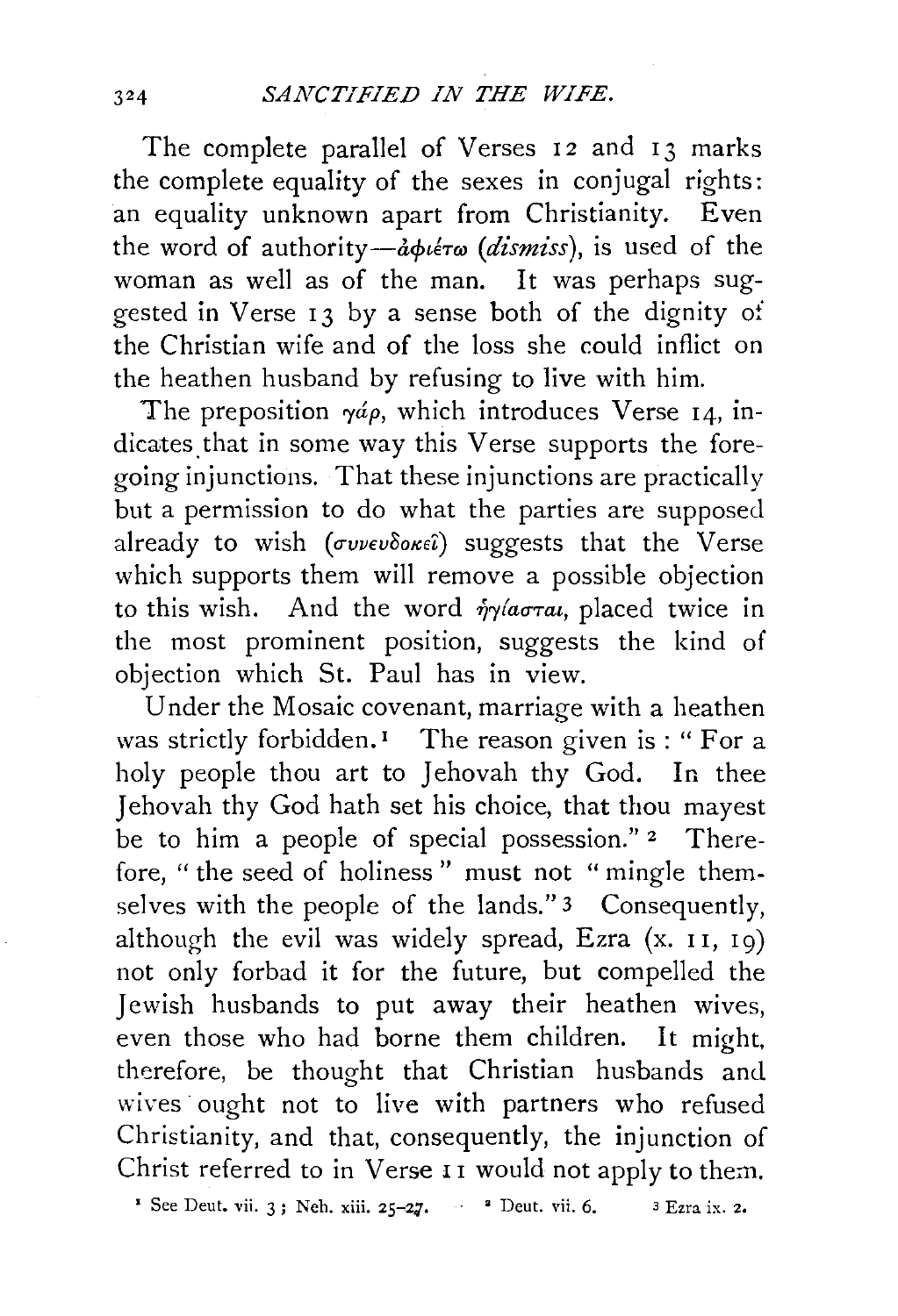The complete parallel of Verses 12 and 13 marks the complete equality of the sexes in conjugal rights: an equality unknown apart from Christianity. Even the word of authority—ἀφιέτω (*dismiss*), is used of the woman as well as of the man. It was perhaps suggested in Verse 13 by a sense both of the dignity of the Christian wife and of the loss she could inflict on the heathen husband by refusing to live with him.

The preposition γάρ, which introduces Verse 14, indicates that in some way this Verse supports the foregoing injunctions. That these injunctions are practically but a permission to do what the parties are supposed already to wish (συνευδοκεῖ) suggests that the Verse which supports them will remove a possible objection to this wish. And the word ἡγίασται, placed twice in the most prominent position, suggests the kind of objection which St. Paul has in view.

Under the Mosaic covenant, marriage with a heathen was strictly forbidden.[1] The reason given is: "For a holy people thou art to Jehovah thy God. In thee Jehovah thy God hath set his choice, that thou mayest be to him a people of special possession."[2] Therefore, "the seed of holiness" must not "mingle themselves with the people of the lands."[3] Consequently, although the evil was widely spread, Ezra (x. 11, 19) not only forbad it for the future, but compelled the Jewish husbands to put away their heathen wives, even those who had borne them children. It might, therefore, be thought that Christian husbands and wives ought not to live with partners who refused Christianity, and that, consequently, the injunction of Christ referred to in Verse 11 would not apply to them.

[1] See Deut. vii. 3; Neh. xiii. 25–27. [2] Deut. vii. 6. [3] Ezra ix. 2.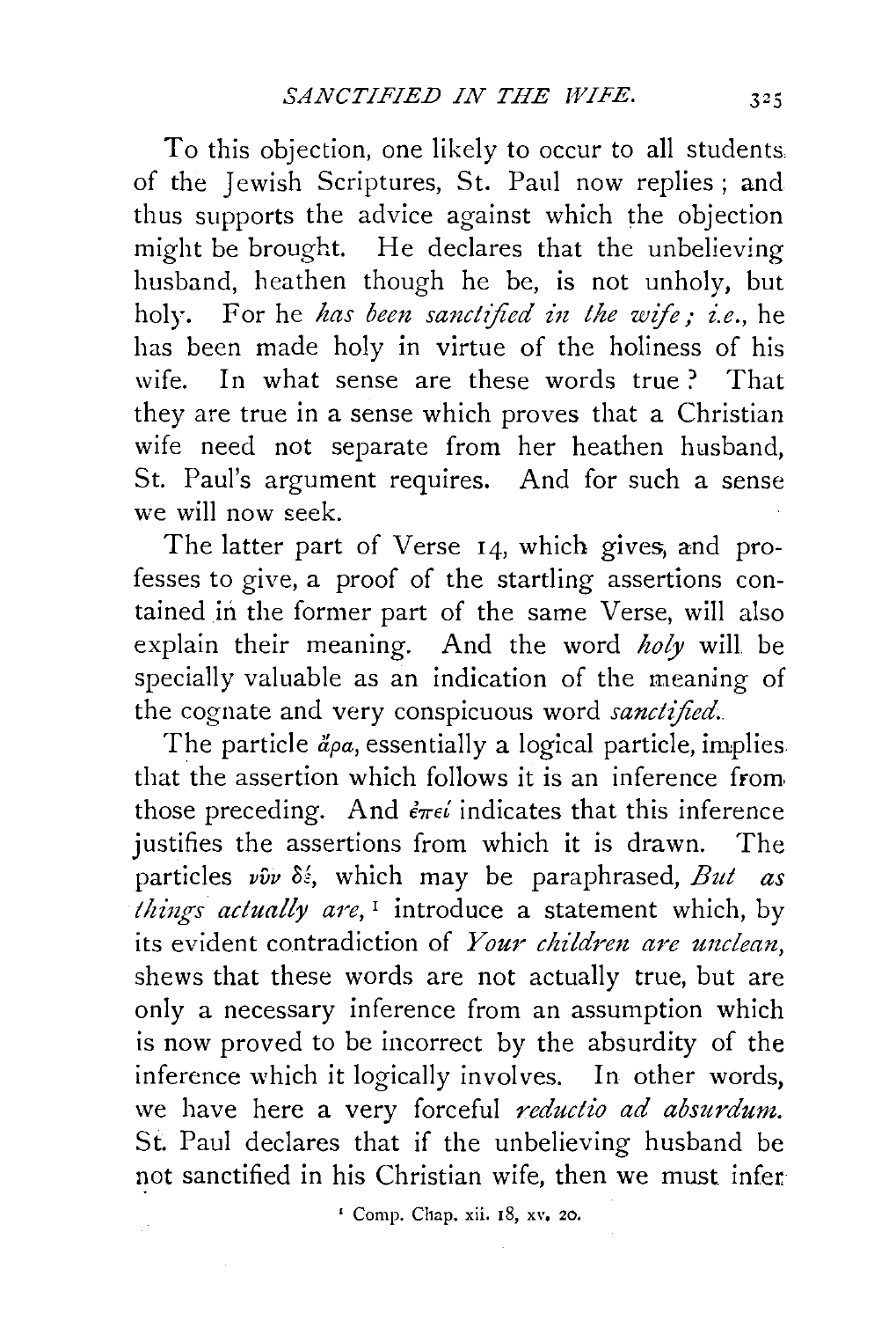To this objection, one likely to occur to all students of the Jewish Scriptures, St. Paul now replies; and thus supports the advice against which the objection might be brought. He declares that the unbelieving husband, heathen though he be, is not unholy, but holy. For he *has been sanctified in the wife; i.e.*, he has been made holy in virtue of the holiness of his wife. In what sense are these words true? That they are true in a sense which proves that a Christian wife need not separate from her heathen husband, St. Paul's argument requires. And for such a sense we will now seek.

The latter part of Verse 14, which gives, and professes to give, a proof of the startling assertions contained in the former part of the same Verse, will also explain their meaning. And the word *holy* will be specially valuable as an indication of the meaning of the cognate and very conspicuous word *sanctified*.

The particle ἄρα, essentially a logical particle, implies that the assertion which follows it is an inference from those preceding. And ἐπεί indicates that this inference justifies the assertions from which it is drawn. The particles νῦν δέ, which may be paraphrased, *But as things actually are*,[1] introduce a statement which, by its evident contradiction of *Your children are unclean*, shews that these words are not actually true, but are only a necessary inference from an assumption which is now proved to be incorrect by the absurdity of the inference which it logically involves. In other words, we have here a very forceful *reductio ad absurdum*. St. Paul declares that if the unbelieving husband be not sanctified in his Christian wife, then we must infer

[1] Comp. Chap. xii. 18, xv. 20.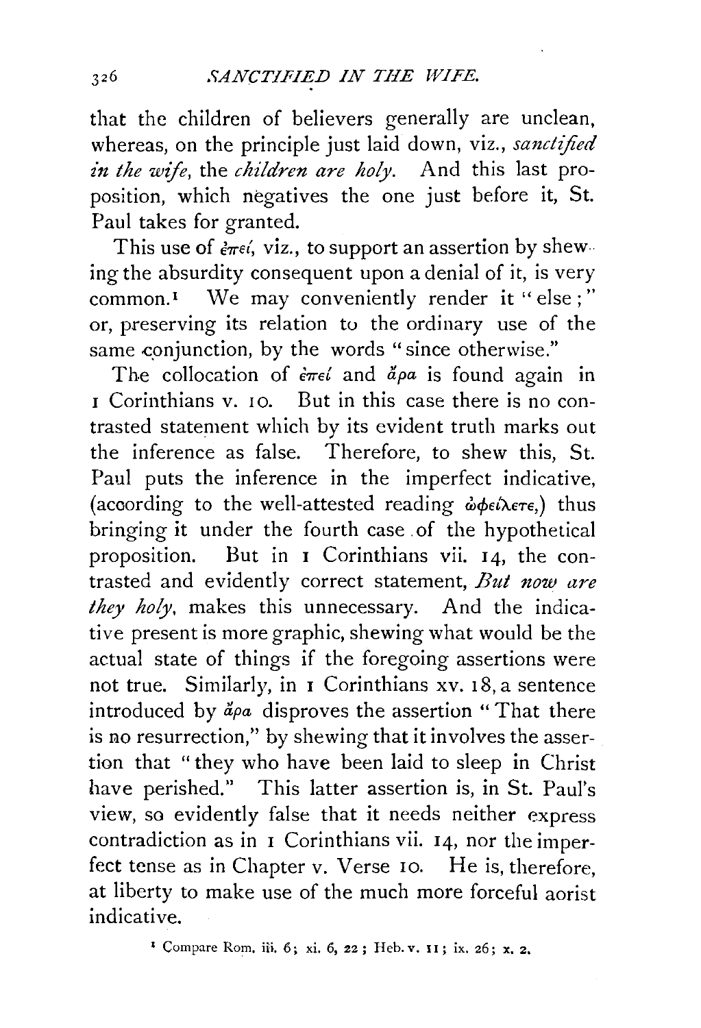that the children of believers generally are unclean, whereas, on the principle just laid down, viz., *sanctified in the wife*, the *children are holy*. And this last proposition, which negatives the one just before it, St. Paul takes for granted.

This use of ἐπεί, viz., to support an assertion by shewing the absurdity consequent upon a denial of it, is very common.[1] We may conveniently render it "else;" or, preserving its relation to the ordinary use of the same conjunction, by the words "since otherwise."

The collocation of ἐπεί and ἄρα is found again in 1 Corinthians v. 10. But in this case there is no contrasted statement which by its evident truth marks out the inference as false. Therefore, to shew this, St. Paul puts the inference in the imperfect indicative, (according to the well-attested reading ὠφείλετε,) thus bringing it under the fourth case of the hypothetical proposition. But in 1 Corinthians vii. 14, the contrasted and evidently correct statement, *But now are they holy*, makes this unnecessary. And the indicative present is more graphic, shewing what would be the actual state of things if the foregoing assertions were not true. Similarly, in 1 Corinthians xv. 18, a sentence introduced by ἄρα disproves the assertion "That there is no resurrection," by shewing that it involves the assertion that "they who have been laid to sleep in Christ have perished." This latter assertion is, in St. Paul's view, so evidently false that it needs neither express contradiction as in 1 Corinthians vii. 14, nor the imperfect tense as in Chapter v. Verse 10. He is, therefore, at liberty to make use of the much more forceful aorist indicative.

[1] Compare Rom. iii. 6; xi. 6, 22; Heb. v. 11; ix. 26; x. 2.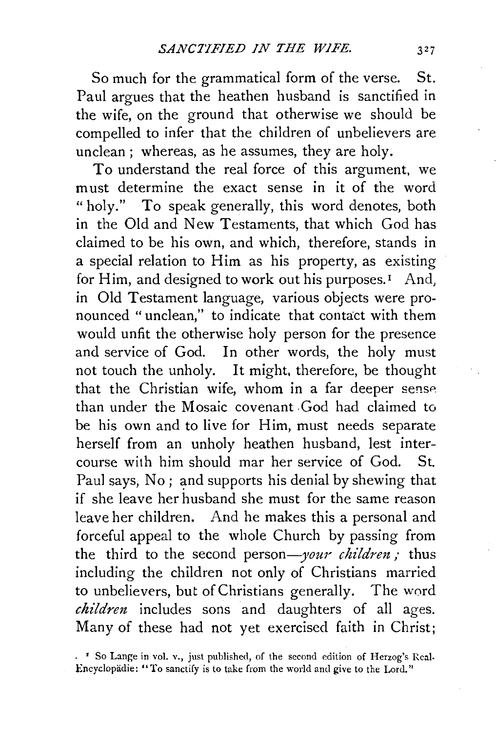So much for the grammatical form of the verse. St. Paul argues that the heathen husband is sanctified in the wife, on the ground that otherwise we should be compelled to infer that the children of unbelievers are unclean; whereas, as he assumes, they are holy.

To understand the real force of this argument, we must determine the exact sense in it of the word "holy." To speak generally, this word denotes, both in the Old and New Testaments, that which God has claimed to be his own, and which, therefore, stands in a special relation to Him as his property, as existing for Him, and designed to work out his purposes.[1] And, in Old Testament language, various objects were pronounced "unclean," to indicate that contact with them would unfit the otherwise holy person for the presence and service of God. In other words, the holy must not touch the unholy. It might, therefore, be thought that the Christian wife, whom in a far deeper sense than under the Mosaic covenant God had claimed to be his own and to live for Him, must needs separate herself from an unholy heathen husband, lest intercourse with him should mar her service of God. St. Paul says, No; and supports his denial by shewing that if she leave her husband she must for the same reason leave her children. And he makes this a personal and forceful appeal to the whole Church by passing from the third to the second person—*your children;* thus including the children not only of Christians married to unbelievers, but of Christians generally. The word *children* includes sons and daughters of all ages. Many of these had not yet exercised faith in Christ;

[1] So Lange in vol. v., just published, of the second edition of Herzog's Real-Encyclopädie: "To sanctify is to take from the world and give to the Lord."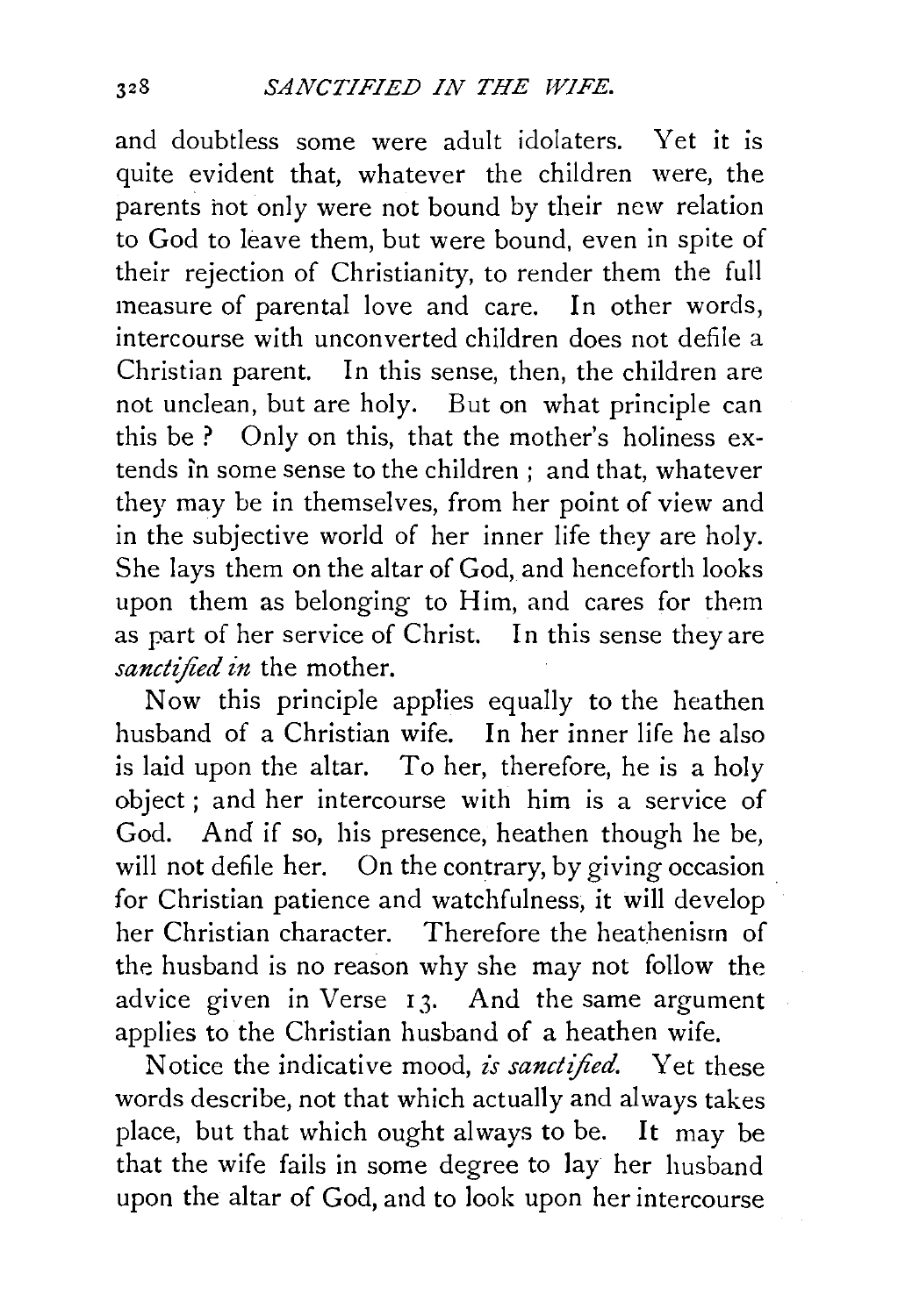and doubtless some were adult idolaters. Yet it is quite evident that, whatever the children were, the parents not only were not bound by their new relation to God to leave them, but were bound, even in spite of their rejection of Christianity, to render them the full measure of parental love and care. In other words, intercourse with unconverted children does not defile a Christian parent. In this sense, then, the children are not unclean, but are holy. But on what principle can this be? Only on this, that the mother's holiness extends in some sense to the children; and that, whatever they may be in themselves, from her point of view and in the subjective world of her inner life they are holy. She lays them on the altar of God, and henceforth looks upon them as belonging to Him, and cares for them as part of her service of Christ. In this sense they are *sanctified in* the mother.

Now this principle applies equally to the heathen husband of a Christian wife. In her inner life he also is laid upon the altar. To her, therefore, he is a holy object; and her intercourse with him is a service of God. And if so, his presence, heathen though he be, will not defile her. On the contrary, by giving occasion for Christian patience and watchfulness, it will develop her Christian character. Therefore the heathenism of the husband is no reason why she may not follow the advice given in Verse 13. And the same argument applies to the Christian husband of a heathen wife.

Notice the indicative mood, *is sanctified*. Yet these words describe, not that which actually and always takes place, but that which ought always to be. It may be that the wife fails in some degree to lay her husband upon the altar of God, and to look upon her intercourse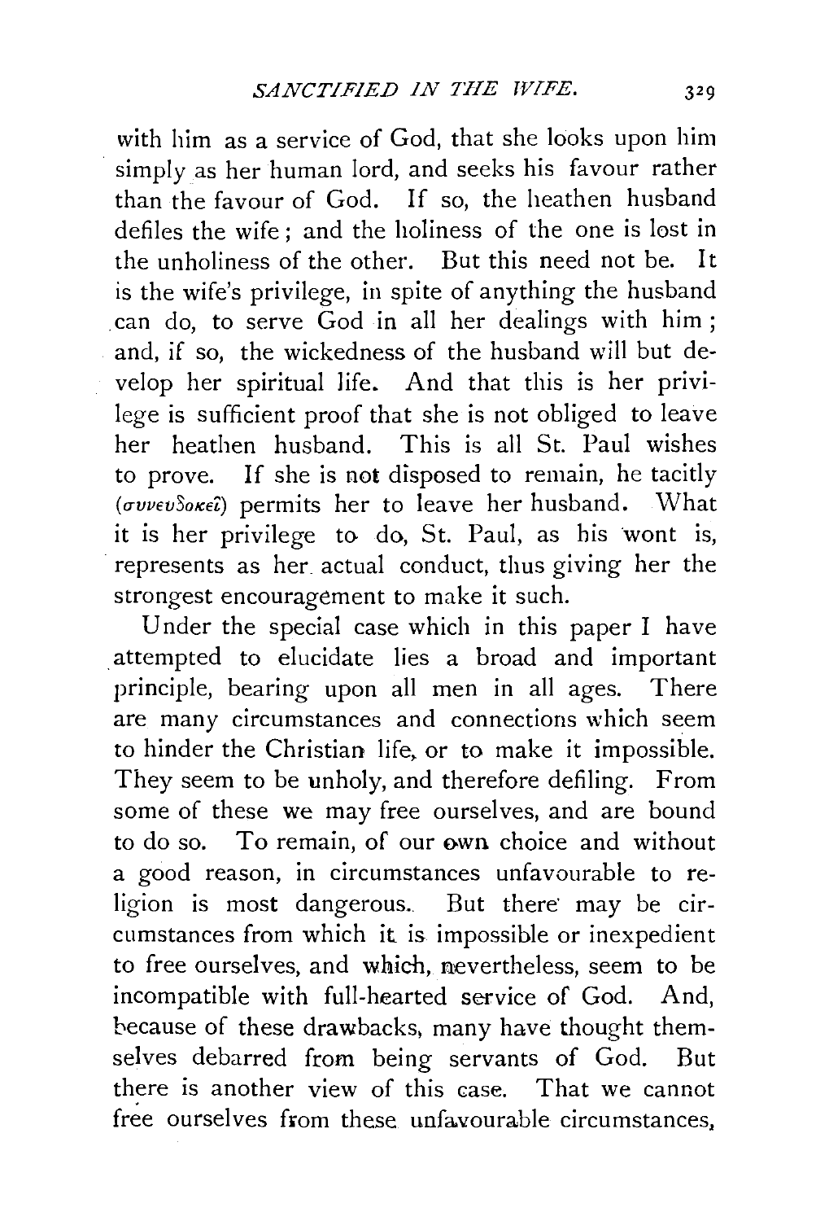with him as a service of God, that she looks upon him simply as her human lord, and seeks his favour rather than the favour of God. If so, the heathen husband defiles the wife; and the holiness of the one is lost in the unholiness of the other. But this need not be. It is the wife's privilege, in spite of anything the husband can do, to serve God in all her dealings with him; and, if so, the wickedness of the husband will but develop her spiritual life. And that this is her privilege is sufficient proof that she is not obliged to leave her heathen husband. This is all St. Paul wishes to prove. If she is not disposed to remain, he tacitly (*συνευδοκεῖ*) permits her to leave her husband. What it is her privilege to do, St. Paul, as his wont is, represents as her actual conduct, thus giving her the strongest encouragement to make it such.

Under the special case which in this paper I have attempted to elucidate lies a broad and important principle, bearing upon all men in all ages. There are many circumstances and connections which seem to hinder the Christian life, or to make it impossible. They seem to be unholy, and therefore defiling. From some of these we may free ourselves, and are bound to do so. To remain, of our own choice and without a good reason, in circumstances unfavourable to religion is most dangerous. But there may be circumstances from which it is impossible or inexpedient to free ourselves, and which, nevertheless, seem to be incompatible with full-hearted service of God. And, because of these drawbacks, many have thought themselves debarred from being servants of God. But there is another view of this case. That we cannot free ourselves from these unfavourable circumstances,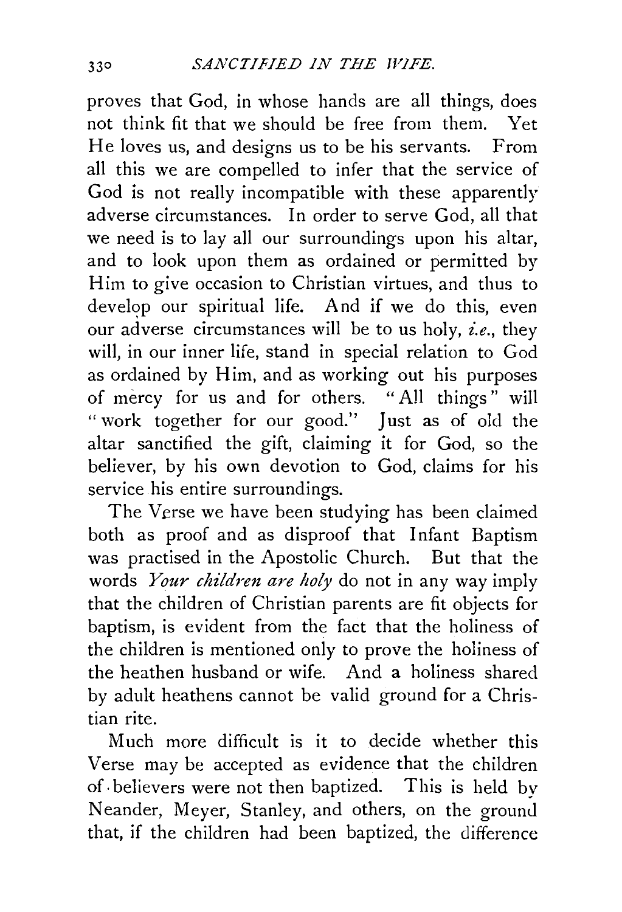proves that God, in whose hands are all things, does not think fit that we should be free from them. Yet He loves us, and designs us to be his servants. From all this we are compelled to infer that the service of God is not really incompatible with these apparently adverse circumstances. In order to serve God, all that we need is to lay all our surroundings upon his altar, and to look upon them as ordained or permitted by Him to give occasion to Christian virtues, and thus to develop our spiritual life. And if we do this, even our adverse circumstances will be to us holy, *i.e.*, they will, in our inner life, stand in special relation to God as ordained by Him, and as working out his purposes of mercy for us and for others. "All things" will "work together for our good." Just as of old the altar sanctified the gift, claiming it for God, so the believer, by his own devotion to God, claims for his service his entire surroundings.

The Verse we have been studying has been claimed both as proof and as disproof that Infant Baptism was practised in the Apostolic Church. But that the words *Your children are holy* do not in any way imply that the children of Christian parents are fit objects for baptism, is evident from the fact that the holiness of the children is mentioned only to prove the holiness of the heathen husband or wife. And a holiness shared by adult heathens cannot be valid ground for a Christian rite.

Much more difficult is it to decide whether this Verse may be accepted as evidence that the children of believers were not then baptized. This is held by Neander, Meyer, Stanley, and others, on the ground that, if the children had been baptized, the difference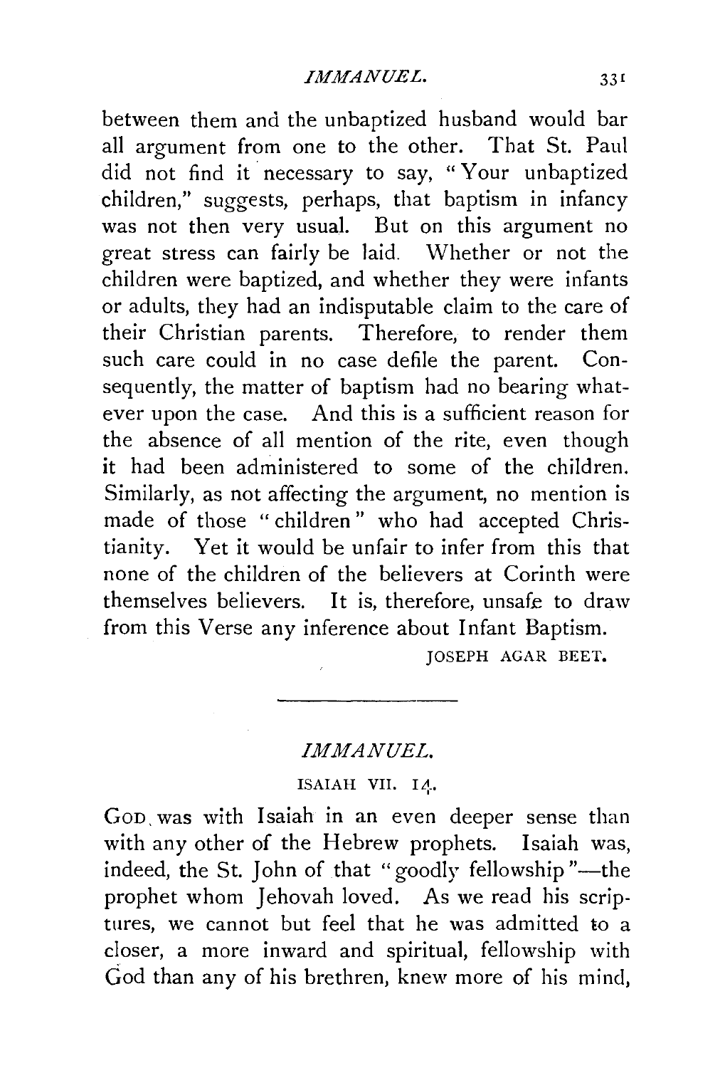between them and the unbaptized husband would bar all argument from one to the other. That St. Paul did not find it necessary to say, "Your unbaptized children," suggests, perhaps, that baptism in infancy was not then very usual. But on this argument no great stress can fairly be laid. Whether or not the children were baptized, and whether they were infants or adults, they had an indisputable claim to the care of their Christian parents. Therefore, to render them such care could in no case defile the parent. Consequently, the matter of baptism had no bearing whatever upon the case. And this is a sufficient reason for the absence of all mention of the rite, even though it had been administered to some of the children. Similarly, as not affecting the argument, no mention is made of those "children" who had accepted Christianity. Yet it would be unfair to infer from this that none of the children of the believers at Corinth were themselves believers. It is, therefore, unsafe to draw from this Verse any inference about Infant Baptism.

JOSEPH AGAR BEET.

---

## *IMMANUEL.*

ISAIAH VII. 14.

GOD was with Isaiah in an even deeper sense than with any other of the Hebrew prophets. Isaiah was, indeed, the St. John of that "goodly fellowship"—the prophet whom Jehovah loved. As we read his scriptures, we cannot but feel that he was admitted to a closer, a more inward and spiritual, fellowship with God than any of his brethren, knew more of his mind,